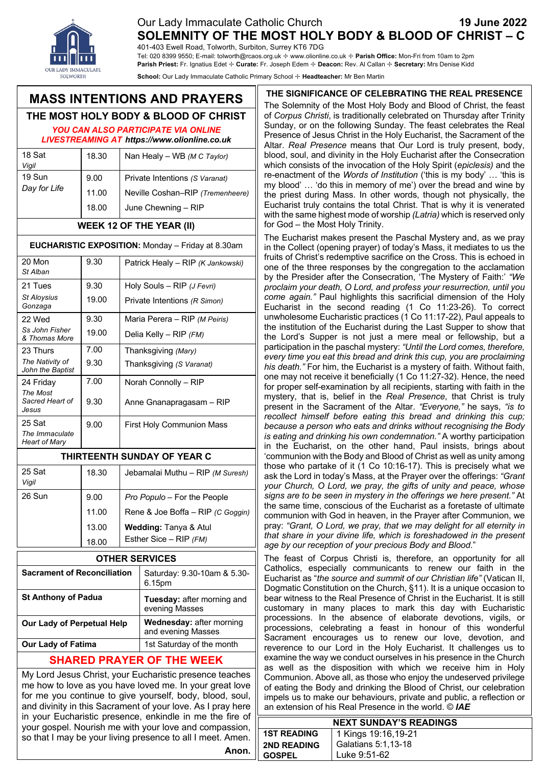# Our Lady Immaculate Catholic Church

**19 June 2022**

## SOLEMNITY OF THE MOST HOLY BODY & BLOOD OF CHRIST – C

401-403 Ewell Road, Tolworth, Surbiton, Surrey KT6 7DG

Tel: 020 8399 9550; E-mail: tolworth@rcaos.org.uk ✢ www.olionline.co.uk ✢ **Parish Office:** Mon-Fri from 10am to 2pm

**Parish Priest:** Fr. Ignatius Edet ✢ **Curate:** Fr. Joseph Edem ✢ **Deacon:** Rev. Al Callan ✢ **Secretary:** Mrs Denise Kidd

**School:** Our Lady Immaculate Catholic Primary School ✢ **Headteacher:** Mr Ben Martin

## MASS INTENTIONS AND PRAYERS

### THE MOST HOLY BODY & BLOOD OF CHRIST

***YOU CAN ALSO PARTICIPATE VIA ONLINE LIVESTREAMING AT https://www.olionline.co.uk***

| Day | Time | Intention |
|---|---|---|
| 18 Sat *Vigil* | 18.30 | Nan Healy – WB *(M C Taylor)* |
| 19 Sun *Day for Life* | 9.00 | Private Intentions *(S Varanat)* |
| | 11.00 | Neville Coshan–RIP *(Tremenheere)* |
| | 18.00 | June Chewning – RIP |
| **WEEK 12 OF THE YEAR (II)** | | |
| **EUCHARISTIC EXPOSITION:** Monday – Friday at 8.30am | | |
| 20 Mon *St Alban* | 9.30 | Patrick Healy – RIP *(K Jankowski)* |
| 21 Tues *St Aloysius Gonzaga* | 9.30 | Holy Souls – RIP *(J Fevri)* |
| | 19.00 | Private Intentions *(R Simon)* |
| 22 Wed *Ss John Fisher & Thomas More* | 9.30 | Maria Perera – RIP *(M Peiris)* |
| | 19.00 | Delia Kelly – RIP *(FM)* |
| 23 Thurs *The Nativity of John the Baptist* | 7.00 | Thanksgiving *(Mary)* |
| | 9.30 | Thanksgiving *(S Varanat)* |
| 24 Friday *The Most Sacred Heart of Jesus* | 7.00 | Norah Connolly – RIP |
| | 9.30 | Anne Gnanapragasam – RIP |
| 25 Sat *The Immaculate Heart of Mary* | 9.00 | First Holy Communion Mass |
| **THIRTEENTH SUNDAY OF YEAR C** | | |
| 25 Sat *Vigil* | 18.30 | Jebamalai Muthu – RIP *(M Suresh)* |
| 26 Sun | 9.00 | *Pro Populo* – For the People |
| | 11.00 | Rene & Joe Boffa – RIP *(C Goggin)* |
| | 13.00 | **Wedding:** Tanya & Atul |
| | 18.00 | Esther Sice – RIP *(FM)* |

### OTHER SERVICES

| Service | Time |
|---|---|
| **Sacrament of Reconciliation** | Saturday: 9.30-10am & 5.30-6.15pm |
| **St Anthony of Padua** | **Tuesday:** after morning and evening Masses |
| **Our Lady of Perpetual Help** | **Wednesday:** after morning and evening Masses |
| **Our Lady of Fatima** | 1st Saturday of the month |

### SHARED PRAYER OF THE WEEK

My Lord Jesus Christ, your Eucharistic presence teaches me how to love as you have loved me. In your great love for me you continue to give yourself, body, blood, soul, and divinity in this Sacrament of your love. As I pray here in your Eucharistic presence, enkindle in me the fire of your gospel. Nourish me with your love and compassion, so that I may be your living presence to all I meet. Amen.

**Anon.**

### THE SIGNIFICANCE OF CELEBRATING THE REAL PRESENCE

The Solemnity of the Most Holy Body and Blood of Christ, the feast of *Corpus Christi*, is traditionally celebrated on Thursday after Trinity Sunday, or on the following Sunday. The feast celebrates the Real Presence of Jesus Christ in the Holy Eucharist, the Sacrament of the Altar. *Real Presence* means that Our Lord is truly present, body, blood, soul, and divinity in the Holy Eucharist after the Consecration which consists of the invocation of the Holy Spirit (*epiclesis)* and the re-enactment of the *Words of Institution* ('this is my body' … 'this is my blood' … 'do this in memory of me') over the bread and wine by the priest during Mass. In other words, though not physically, the Eucharist truly contains the total Christ. That is why it is venerated with the same highest mode of worship *(Latria)* which is reserved only for God – the Most Holy Trinity.

The Eucharist makes present the Paschal Mystery and, as we pray in the Collect (opening prayer) of today's Mass, it mediates to us the fruits of Christ's redemptive sacrifice on the Cross. This is echoed in one of the three responses by the congregation to the acclamation by the Presider after the Consecration, 'The Mystery of Faith:' *"We proclaim your death, O Lord, and profess your resurrection, until you come again."* Paul highlights this sacrificial dimension of the Holy Eucharist in the second reading (1 Co 11:23-26). To correct unwholesome Eucharistic practices (1 Co 11:17-22), Paul appeals to the institution of the Eucharist during the Last Supper to show that the Lord's Supper is not just a mere meal or fellowship, but a participation in the paschal mystery: *"Until the Lord comes, therefore, every time you eat this bread and drink this cup, you are proclaiming his death."* For him, the Eucharist is a mystery of faith. Without faith, one may not receive it beneficially (1 Co 11:27-32). Hence, the need for proper self-examination by all recipients, starting with faith in the mystery, that is, belief in the *Real Presence*, that Christ is truly present in the Sacrament of the Altar. *"Everyone,"* he says, *"is to recollect himself before eating this bread and drinking this cup; because a person who eats and drinks without recognising the Body is eating and drinking his own condemnation."* A worthy participation in the Eucharist, on the other hand, Paul insists, brings about 'communion with the Body and Blood of Christ as well as unity among those who partake of it (1 Co 10:16-17). This is precisely what we ask the Lord in today's Mass, at the Prayer over the offerings: *"Grant your Church, O Lord, we pray, the gifts of unity and peace, whose signs are to be seen in mystery in the offerings we here present."* At the same time, conscious of the Eucharist as a foretaste of ultimate communion with God in heaven, in the Prayer after Communion, we pray: *"Grant, O Lord, we pray, that we may delight for all eternity in that share in your divine life, which is foreshadowed in the present age by our reception of your precious Body and Blood."*

The feast of Corpus Christi is, therefore, an opportunity for all Catholics, especially communicants to renew our faith in the Eucharist as "*the source and summit of our Christian life"* (Vatican II, Dogmatic Constitution on the Church, §11). It is a unique occasion to bear witness to the Real Presence of Christ in the Eucharist. It is still customary in many places to mark this day with Eucharistic processions. In the absence of elaborate devotions, vigils, or processions, celebrating a feast in honour of this wonderful Sacrament encourages us to renew our love, devotion, and reverence to our Lord in the Holy Eucharist. It challenges us to examine the way we conduct ourselves in his presence in the Church as well as the disposition with which we receive him in Holy Communion. Above all, as those who enjoy the undeserved privilege of eating the Body and drinking the Blood of Christ, our celebration impels us to make our behaviours, private and public, a reflection or an extension of his Real Presence in the world. © ***IAE***

### NEXT SUNDAY'S READINGS

| | |
|---|---|
| **1ST READING** | 1 Kings 19:16,19-21 |
| **2ND READING** | Galatians 5:1,13-18 |
| **GOSPEL** | Luke 9:51-62 |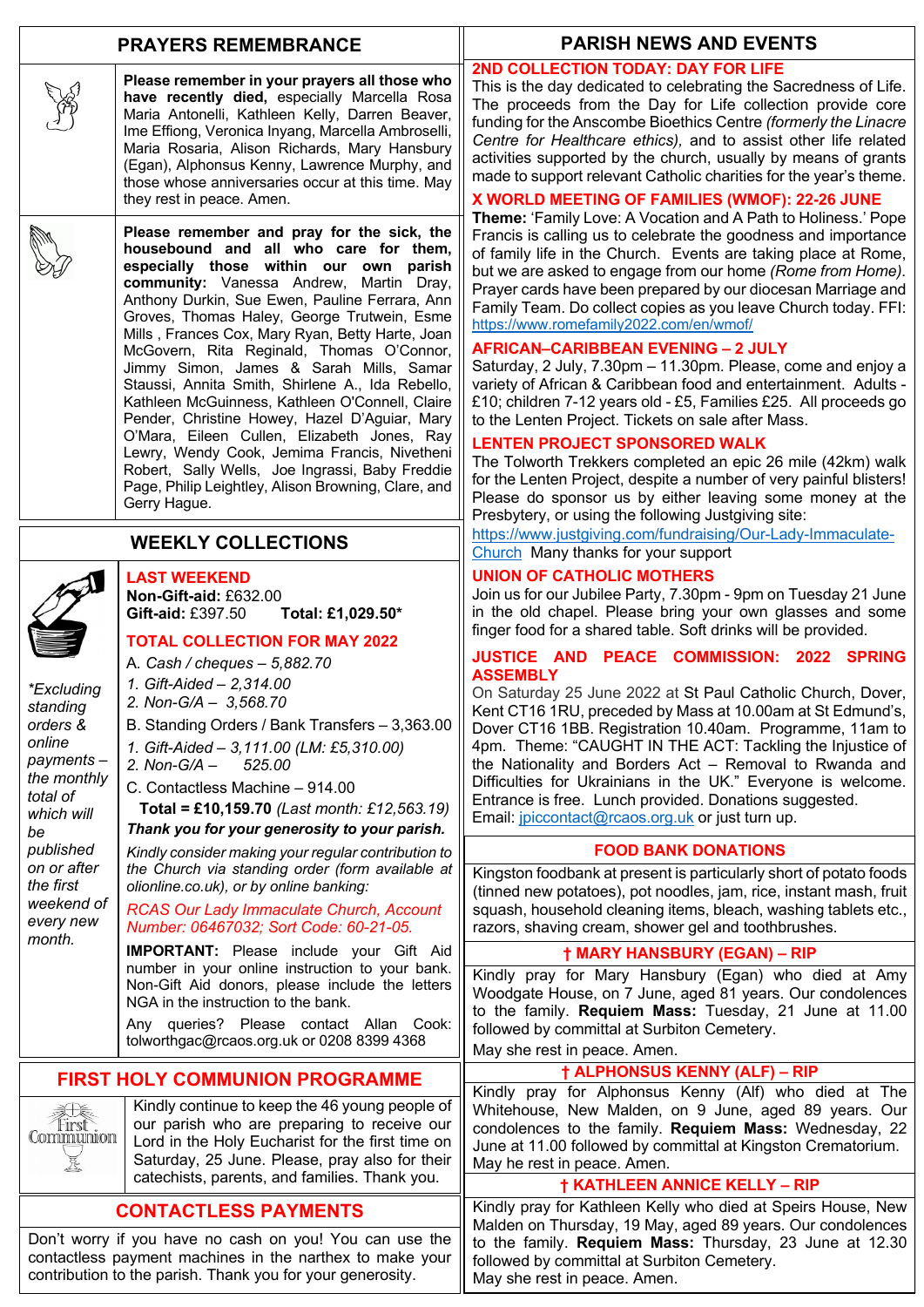## PRAYERS REMEMBRANCE

**Please remember in your prayers all those who have recently died,** especially Marcella Rosa Maria Antonelli, Kathleen Kelly, Darren Beaver, Ime Effiong, Veronica Inyang, Marcella Ambroselli, Maria Rosaria, Alison Richards, Mary Hansbury (Egan), Alphonsus Kenny, Lawrence Murphy, and those whose anniversaries occur at this time. May they rest in peace. Amen.

**Please remember and pray for the sick, the housebound and all who care for them, especially those within our own parish community:** Vanessa Andrew, Martin Dray, Anthony Durkin, Sue Ewen, Pauline Ferrara, Ann Groves, Thomas Haley, George Trutwein, Esme Mills , Frances Cox, Mary Ryan, Betty Harte, Joan McGovern, Rita Reginald, Thomas O'Connor, Jimmy Simon, James & Sarah Mills, Samar Staussi, Annita Smith, Shirlene A., Ida Rebello, Kathleen McGuinness, Kathleen O'Connell, Claire Pender, Christine Howey, Hazel D'Aguiar, Mary O'Mara, Eileen Cullen, Elizabeth Jones, Ray Lewry, Wendy Cook, Jemima Francis, Nivetheni Robert, Sally Wells, Joe Ingrassi, Baby Freddie Page, Philip Leightley, Alison Browning, Clare, and Gerry Hague.

## WEEKLY COLLECTIONS

*\*Excluding standing orders & online payments – the monthly total of which will be published on or after the first weekend of every new month.*

**LAST WEEKEND**

**Non-Gift-aid:** £632.00
**Gift-aid:** £397.50 **Total: £1,029.50\***

**TOTAL COLLECTION FOR MAY 2022**

A. *Cash / cheques – 5,882.70*

*1. Gift-Aided – 2,314.00*
*2. Non-G/A – 3,568.70*

B. Standing Orders / Bank Transfers – 3,363.00

*1. Gift-Aided – 3,111.00 (LM: £5,310.00)*
*2. Non-G/A – 525.00*

C. Contactless Machine – 914.00

**Total = £10,159.70** *(Last month: £12,563.19)*

***Thank you for your generosity to your parish.***

*Kindly consider making your regular contribution to the Church via standing order (form available at olionline.co.uk), or by online banking:*

*RCAS Our Lady Immaculate Church, Account Number: 06467032; Sort Code: 60-21-05.*

**IMPORTANT:** Please include your Gift Aid number in your online instruction to your bank. Non-Gift Aid donors, please include the letters NGA in the instruction to the bank.

Any queries? Please contact Allan Cook: tolworthgac@rcaos.org.uk or 0208 8399 4368

## FIRST HOLY COMMUNION PROGRAMME

Kindly continue to keep the 46 young people of our parish who are preparing to receive our Lord in the Holy Eucharist for the first time on Saturday, 25 June. Please, pray also for their catechists, parents, and families. Thank you.

## CONTACTLESS PAYMENTS

Don't worry if you have no cash on you! You can use the contactless payment machines in the narthex to make your contribution to the parish. Thank you for your generosity.

## PARISH NEWS AND EVENTS

### 2ND COLLECTION TODAY: DAY FOR LIFE

This is the day dedicated to celebrating the Sacredness of Life. The proceeds from the Day for Life collection provide core funding for the Anscombe Bioethics Centre *(formerly the Linacre Centre for Healthcare ethics)*, and to assist other life related activities supported by the church, usually by means of grants made to support relevant Catholic charities for the year's theme.

### X WORLD MEETING OF FAMILIES (WMOF): 22-26 JUNE

**Theme:** 'Family Love: A Vocation and A Path to Holiness.' Pope Francis is calling us to celebrate the goodness and importance of family life in the Church. Events are taking place at Rome, but we are asked to engage from our home *(Rome from Home)*. Prayer cards have been prepared by our diocesan Marriage and Family Team. Do collect copies as you leave Church today. FFI: https://www.romefamily2022.com/en/wmof/

### AFRICAN–CARIBBEAN EVENING – 2 JULY

Saturday, 2 July, 7.30pm – 11.30pm. Please, come and enjoy a variety of African & Caribbean food and entertainment. Adults - £10; children 7-12 years old - £5, Families £25. All proceeds go to the Lenten Project. Tickets on sale after Mass.

### LENTEN PROJECT SPONSORED WALK

The Tolworth Trekkers completed an epic 26 mile (42km) walk for the Lenten Project, despite a number of very painful blisters! Please do sponsor us by either leaving some money at the Presbytery, or using the following Justgiving site: https://www.justgiving.com/fundraising/Our-Lady-Immaculate-Church Many thanks for your support

### UNION OF CATHOLIC MOTHERS

Join us for our Jubilee Party, 7.30pm - 9pm on Tuesday 21 June in the old chapel. Please bring your own glasses and some finger food for a shared table. Soft drinks will be provided.

### JUSTICE AND PEACE COMMISSION: 2022 SPRING ASSEMBLY

On Saturday 25 June 2022 at St Paul Catholic Church, Dover, Kent CT16 1RU, preceded by Mass at 10.00am at St Edmund's, Dover CT16 1BB. Registration 10.40am. Programme, 11am to 4pm. Theme: "CAUGHT IN THE ACT: Tackling the Injustice of the Nationality and Borders Act – Removal to Rwanda and Difficulties for Ukrainians in the UK." Everyone is welcome. Entrance is free. Lunch provided. Donations suggested. Email: jpiccontact@rcaos.org.uk or just turn up.

### FOOD BANK DONATIONS

Kingston foodbank at present is particularly short of potato foods (tinned new potatoes), pot noodles, jam, rice, instant mash, fruit squash, household cleaning items, bleach, washing tablets etc., razors, shaving cream, shower gel and toothbrushes.

### † MARY HANSBURY (EGAN) – RIP

Kindly pray for Mary Hansbury (Egan) who died at Amy Woodgate House, on 7 June, aged 81 years. Our condolences to the family. **Requiem Mass:** Tuesday, 21 June at 11.00 followed by committal at Surbiton Cemetery.
May she rest in peace. Amen.

### † ALPHONSUS KENNY (ALF) – RIP

Kindly pray for Alphonsus Kenny (Alf) who died at The Whitehouse, New Malden, on 9 June, aged 89 years. Our condolences to the family. **Requiem Mass:** Wednesday, 22 June at 11.00 followed by committal at Kingston Crematorium. May he rest in peace. Amen.

### † KATHLEEN ANNICE KELLY – RIP

Kindly pray for Kathleen Kelly who died at Speirs House, New Malden on Thursday, 19 May, aged 89 years. Our condolences to the family. **Requiem Mass:** Thursday, 23 June at 12.30 followed by committal at Surbiton Cemetery.
May she rest in peace. Amen.